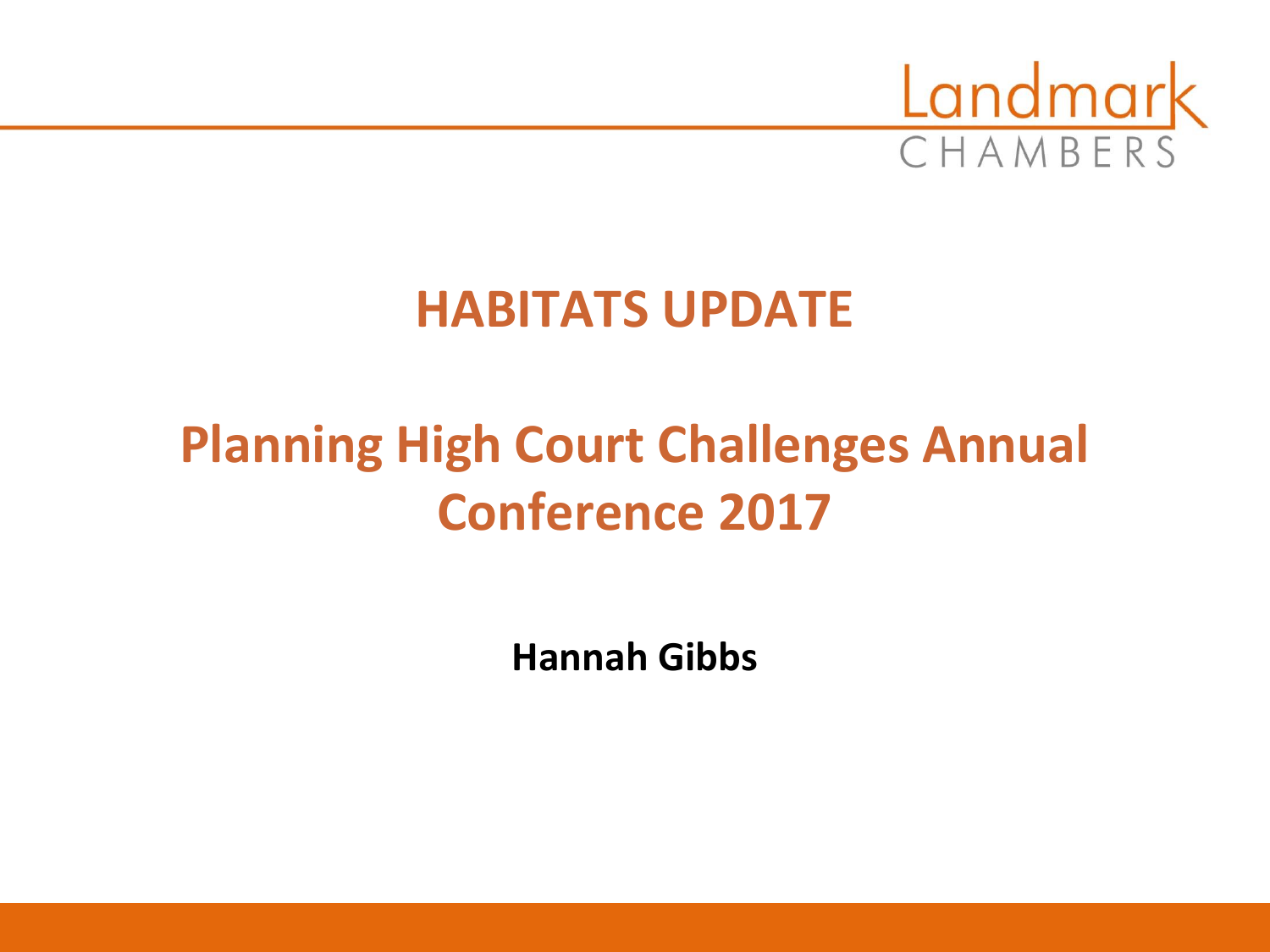Landmark CHAMBERS

# HABITATS UPDATE

# Planning High Court Challenges Annual Conference 2017

**Hannah Gibbs**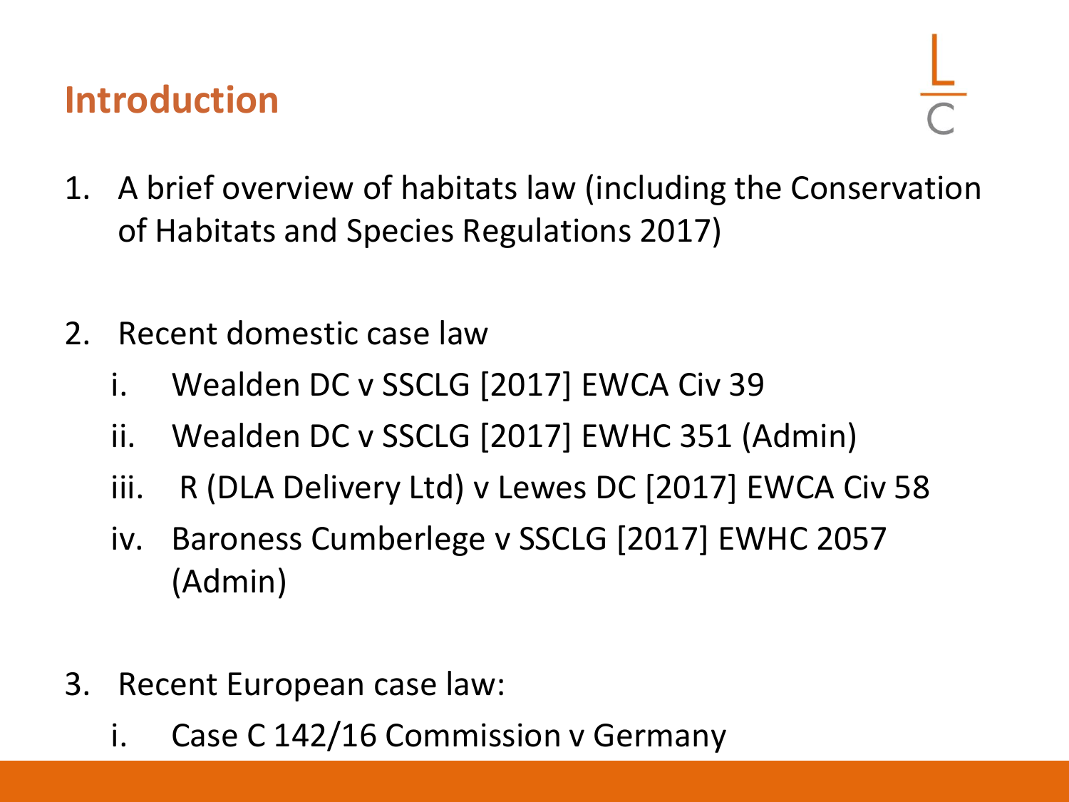# Introduction

1. A brief overview of habitats law (including the Conservation of Habitats and Species Regulations 2017)

2. Recent domestic case law
   i. Wealden DC v SSCLG [2017] EWCA Civ 39
   ii. Wealden DC v SSCLG [2017] EWHC 351 (Admin)
   iii. R (DLA Delivery Ltd) v Lewes DC [2017] EWCA Civ 58
   iv. Baroness Cumberlege v SSCLG [2017] EWHC 2057 (Admin)

3. Recent European case law:
   i. Case C 142/16 Commission v Germany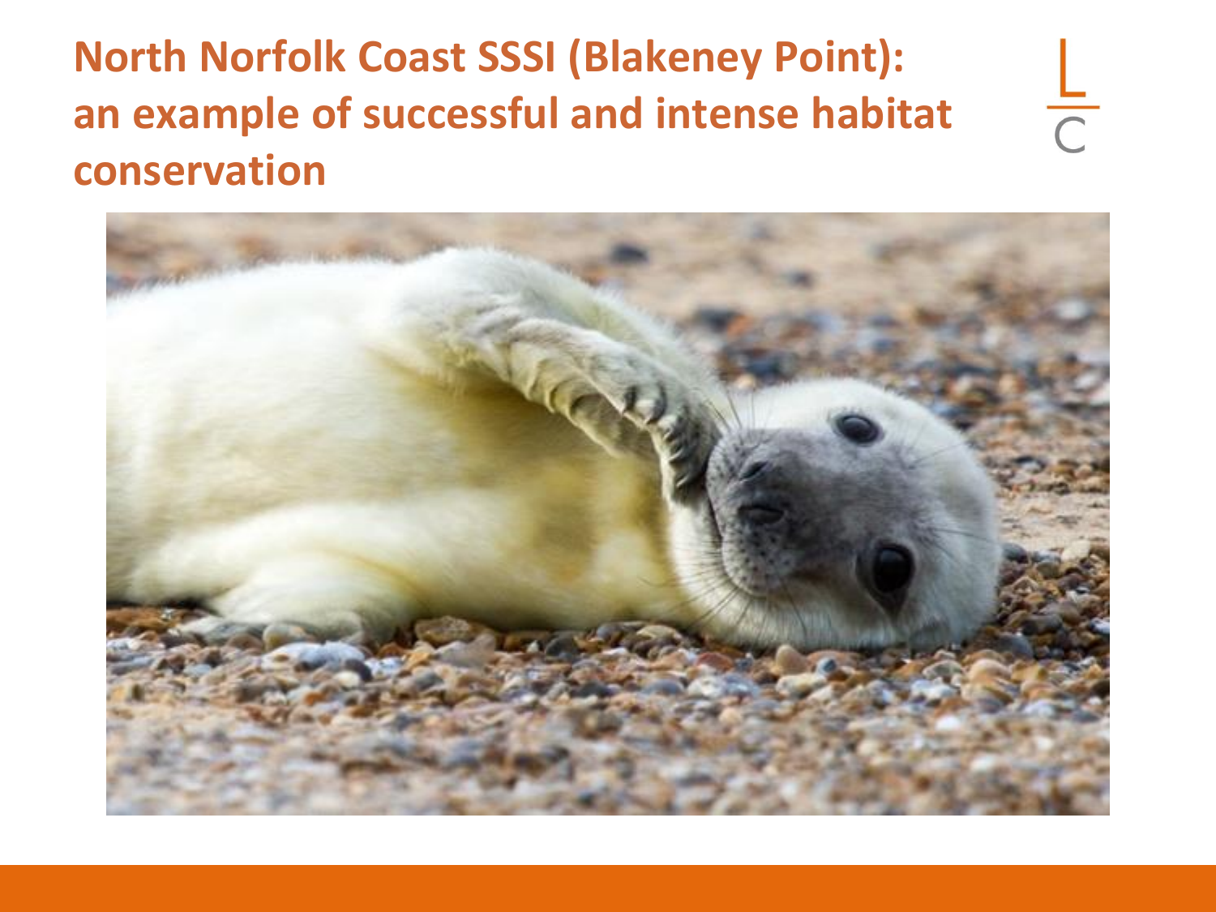# North Norfolk Coast SSSI (Blakeney Point): an example of successful and intense habitat conservation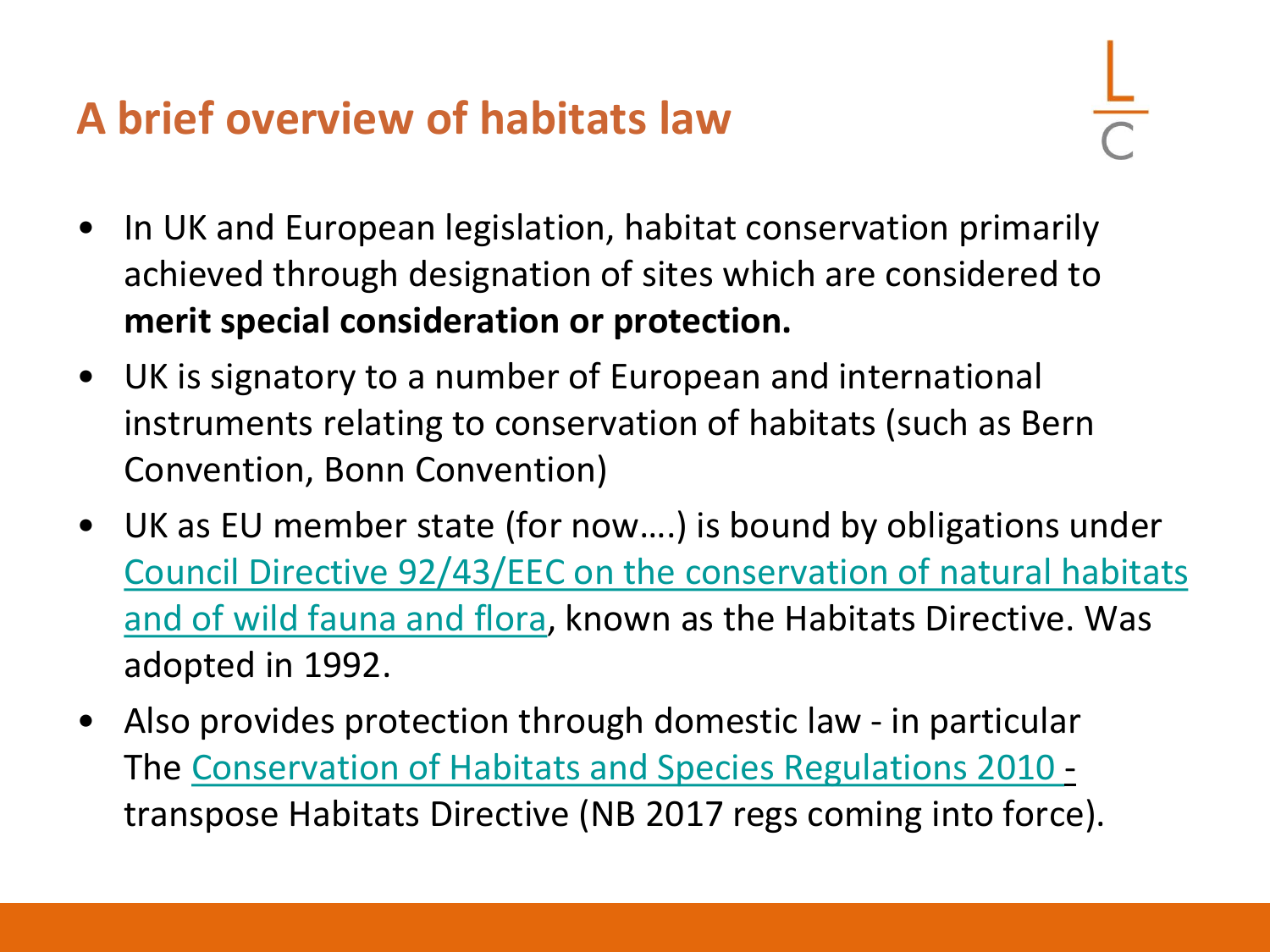# A brief overview of habitats law

- In UK and European legislation, habitat conservation primarily achieved through designation of sites which are considered to **merit special consideration or protection.**
- UK is signatory to a number of European and international instruments relating to conservation of habitats (such as Bern Convention, Bonn Convention)
- UK as EU member state (for now….) is bound by obligations under Council Directive 92/43/EEC on the conservation of natural habitats and of wild fauna and flora, known as the Habitats Directive. Was adopted in 1992.
- Also provides protection through domestic law - in particular The Conservation of Habitats and Species Regulations 2010 - transpose Habitats Directive (NB 2017 regs coming into force).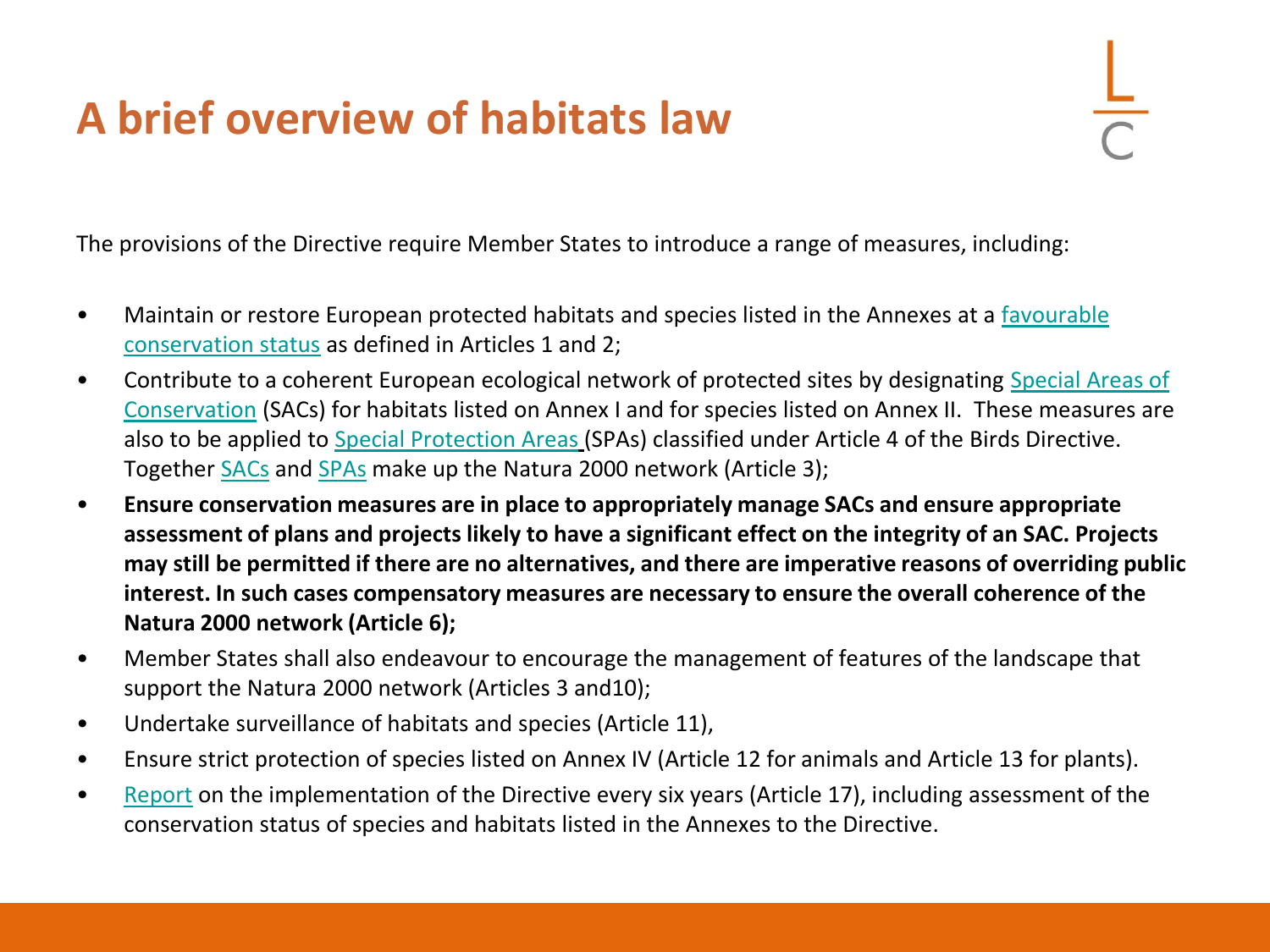# A brief overview of habitats law

The provisions of the Directive require Member States to introduce a range of measures, including:

- Maintain or restore European protected habitats and species listed in the Annexes at a favourable conservation status as defined in Articles 1 and 2;
- Contribute to a coherent European ecological network of protected sites by designating Special Areas of Conservation (SACs) for habitats listed on Annex I and for species listed on Annex II. These measures are also to be applied to Special Protection Areas (SPAs) classified under Article 4 of the Birds Directive. Together SACs and SPAs make up the Natura 2000 network (Article 3);
- **Ensure conservation measures are in place to appropriately manage SACs and ensure appropriate assessment of plans and projects likely to have a significant effect on the integrity of an SAC. Projects may still be permitted if there are no alternatives, and there are imperative reasons of overriding public interest. In such cases compensatory measures are necessary to ensure the overall coherence of the Natura 2000 network (Article 6);**
- Member States shall also endeavour to encourage the management of features of the landscape that support the Natura 2000 network (Articles 3 and10);
- Undertake surveillance of habitats and species (Article 11),
- Ensure strict protection of species listed on Annex IV (Article 12 for animals and Article 13 for plants).
- Report on the implementation of the Directive every six years (Article 17), including assessment of the conservation status of species and habitats listed in the Annexes to the Directive.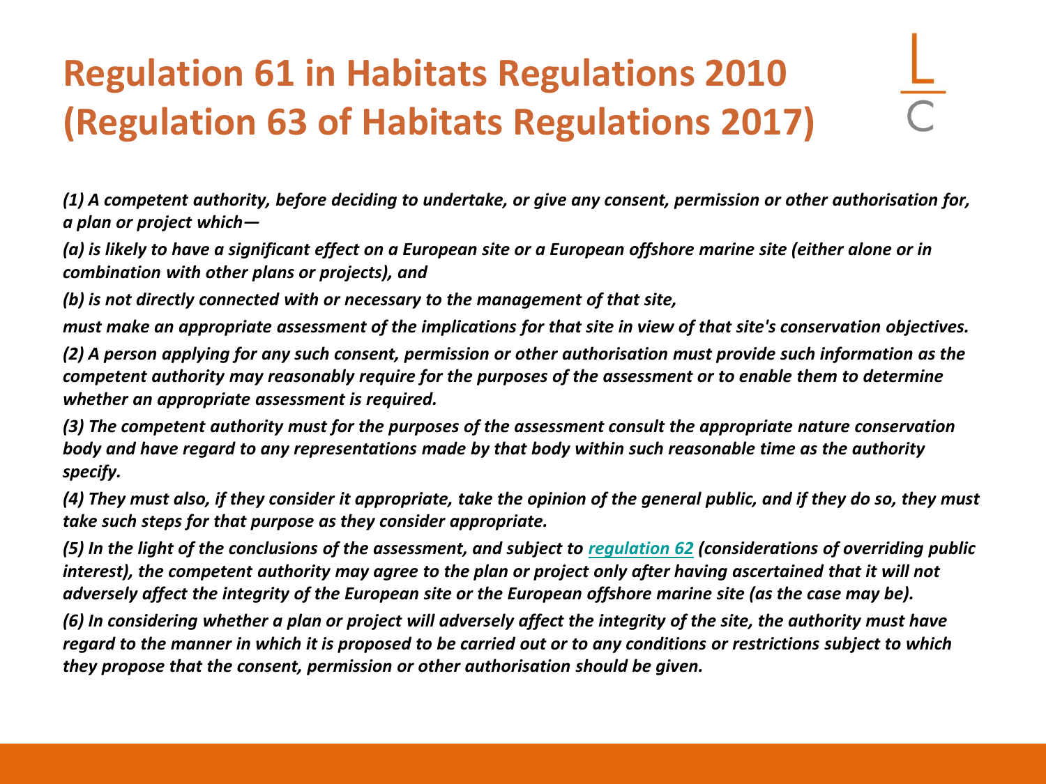# Regulation 61 in Habitats Regulations 2010 (Regulation 63 of Habitats Regulations 2017)

***(1) A competent authority, before deciding to undertake, or give any consent, permission or other authorisation for, a plan or project which—***

***(a) is likely to have a significant effect on a European site or a European offshore marine site (either alone or in combination with other plans or projects), and***

***(b) is not directly connected with or necessary to the management of that site,***

***must make an appropriate assessment of the implications for that site in view of that site's conservation objectives.***

***(2) A person applying for any such consent, permission or other authorisation must provide such information as the competent authority may reasonably require for the purposes of the assessment or to enable them to determine whether an appropriate assessment is required.***

***(3) The competent authority must for the purposes of the assessment consult the appropriate nature conservation body and have regard to any representations made by that body within such reasonable time as the authority specify.***

***(4) They must also, if they consider it appropriate, take the opinion of the general public, and if they do so, they must take such steps for that purpose as they consider appropriate.***

***(5) In the light of the conclusions of the assessment, and subject to regulation 62 (considerations of overriding public interest), the competent authority may agree to the plan or project only after having ascertained that it will not adversely affect the integrity of the European site or the European offshore marine site (as the case may be).***

***(6) In considering whether a plan or project will adversely affect the integrity of the site, the authority must have regard to the manner in which it is proposed to be carried out or to any conditions or restrictions subject to which they propose that the consent, permission or other authorisation should be given.***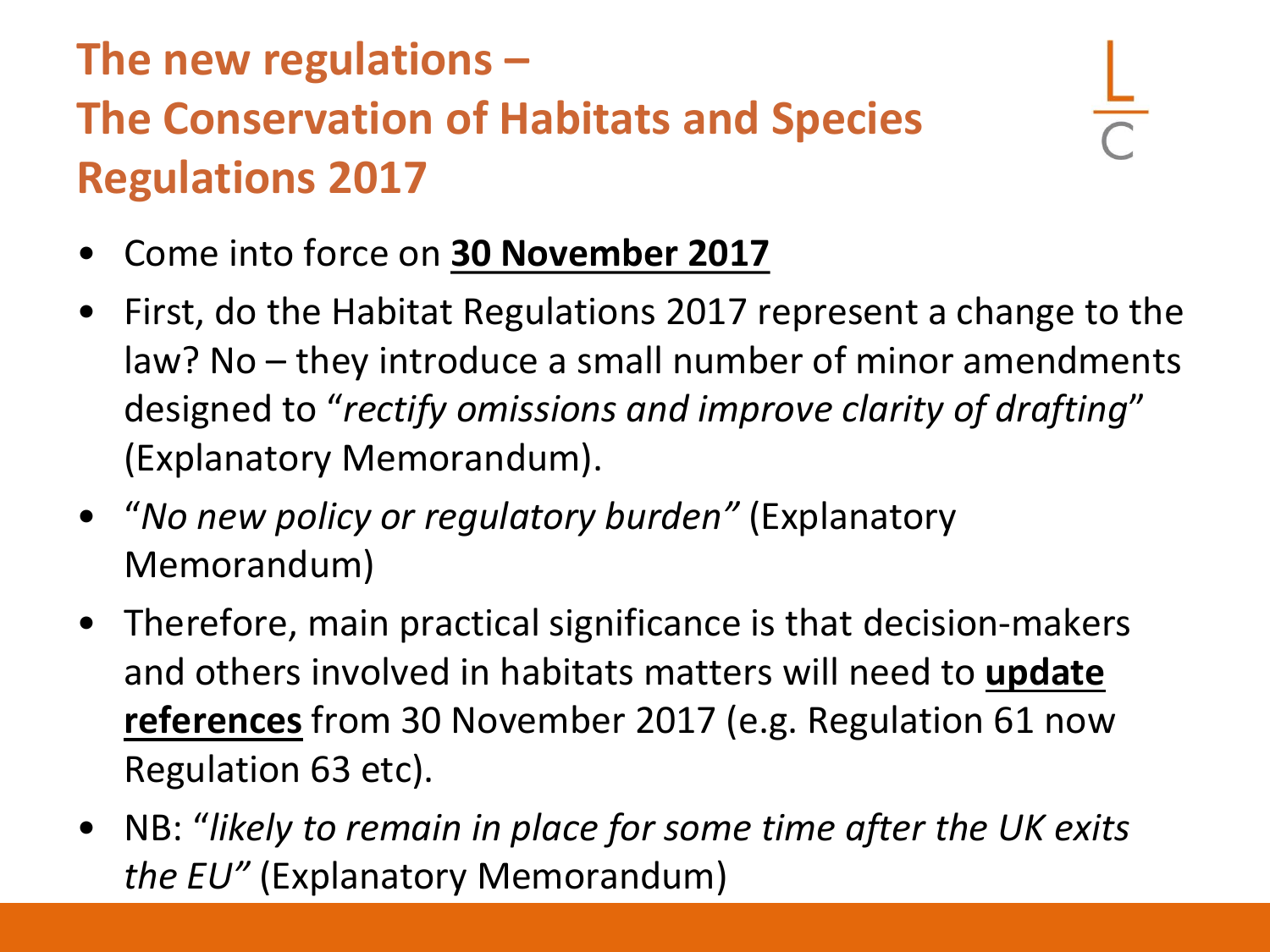# The new regulations – The Conservation of Habitats and Species Regulations 2017

- Come into force on **30 November 2017**
- First, do the Habitat Regulations 2017 represent a change to the law? No – they introduce a small number of minor amendments designed to "*rectify omissions and improve clarity of drafting*" (Explanatory Memorandum).
- "*No new policy or regulatory burden"* (Explanatory Memorandum)
- Therefore, main practical significance is that decision-makers and others involved in habitats matters will need to **update references** from 30 November 2017 (e.g. Regulation 61 now Regulation 63 etc).
- NB: "*likely to remain in place for some time after the UK exits the EU"* (Explanatory Memorandum)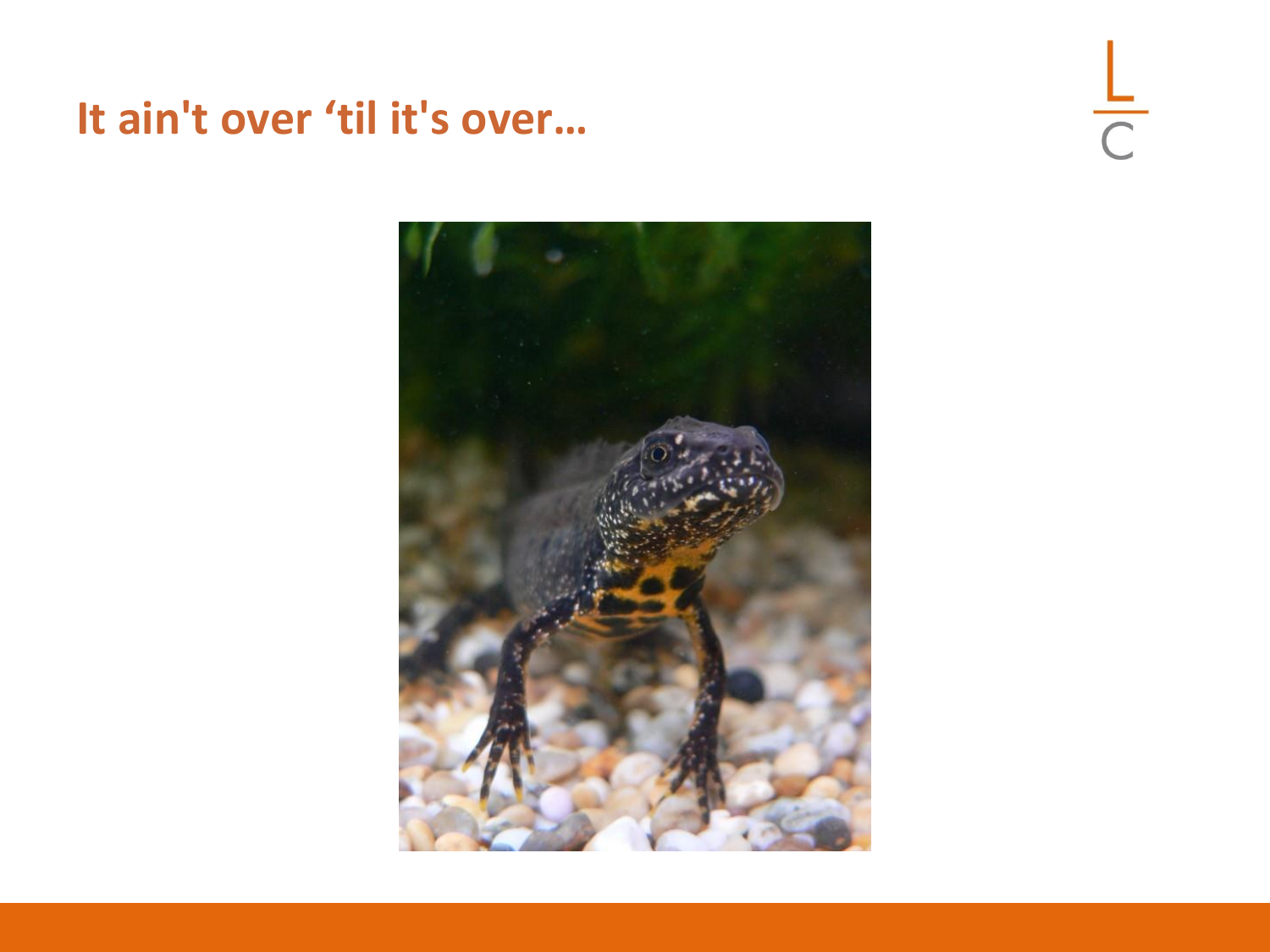# It ain't over 'til it's over...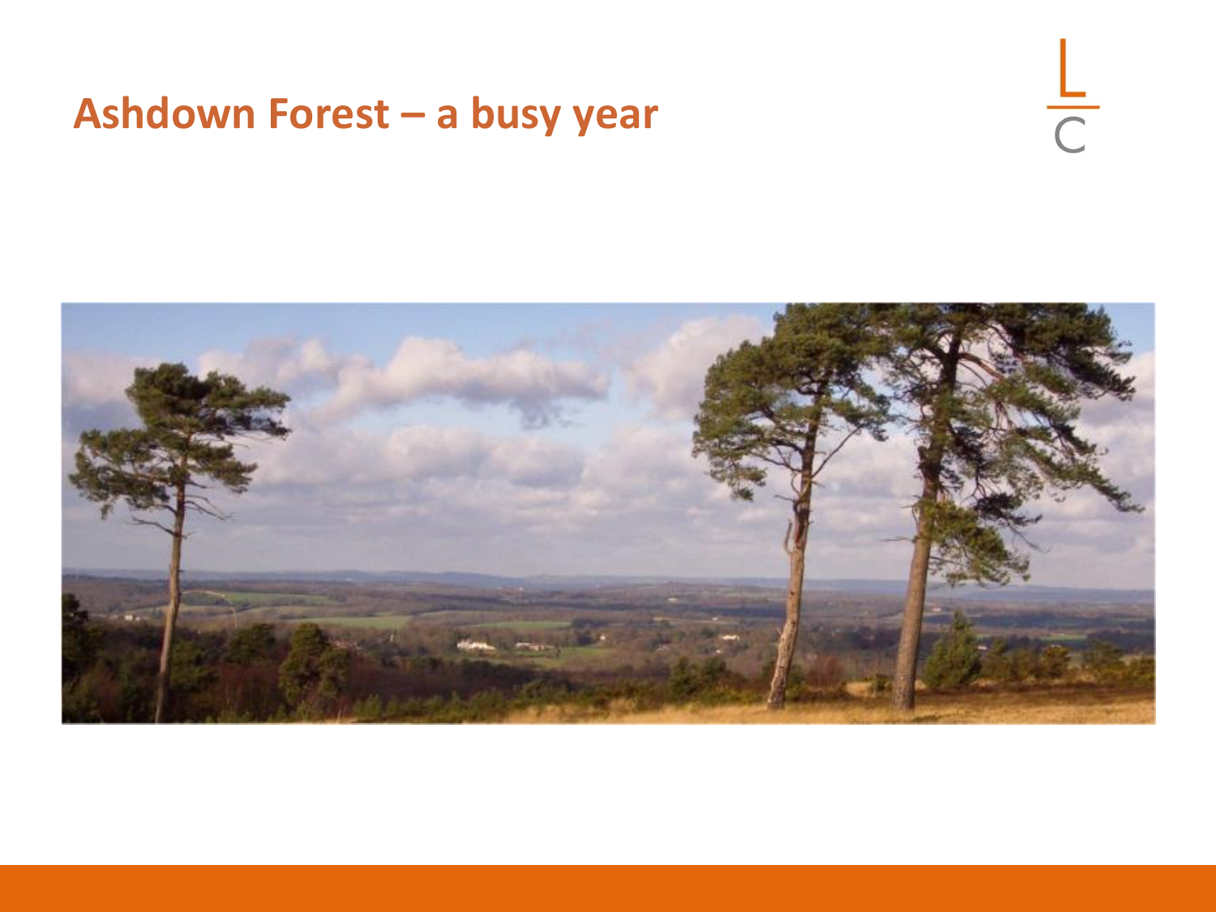# Ashdown Forest – a busy year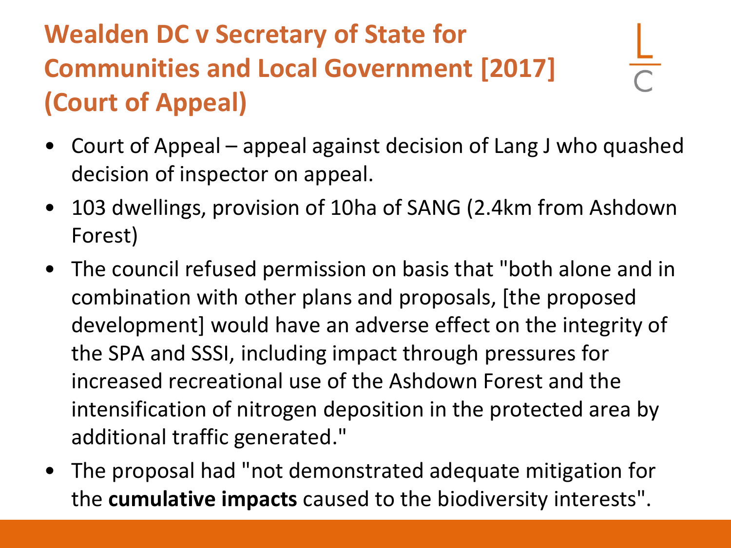# Wealden DC v Secretary of State for Communities and Local Government [2017] (Court of Appeal)

- Court of Appeal – appeal against decision of Lang J who quashed decision of inspector on appeal.
- 103 dwellings, provision of 10ha of SANG (2.4km from Ashdown Forest)
- The council refused permission on basis that "both alone and in combination with other plans and proposals, [the proposed development] would have an adverse effect on the integrity of the SPA and SSSI, including impact through pressures for increased recreational use of the Ashdown Forest and the intensification of nitrogen deposition in the protected area by additional traffic generated."
- The proposal had "not demonstrated adequate mitigation for the **cumulative impacts** caused to the biodiversity interests".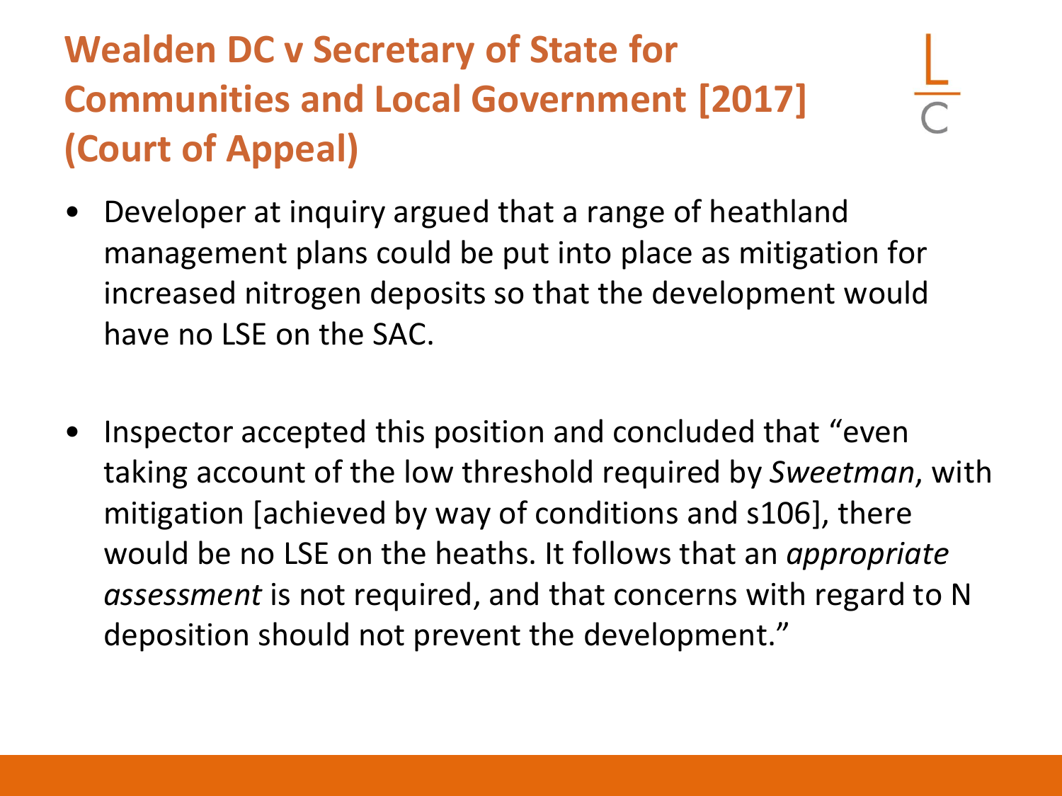# Wealden DC v Secretary of State for Communities and Local Government [2017] (Court of Appeal)

- Developer at inquiry argued that a range of heathland management plans could be put into place as mitigation for increased nitrogen deposits so that the development would have no LSE on the SAC.

- Inspector accepted this position and concluded that "even taking account of the low threshold required by *Sweetman*, with mitigation [achieved by way of conditions and s106], there would be no LSE on the heaths. It follows that an *appropriate assessment* is not required, and that concerns with regard to N deposition should not prevent the development."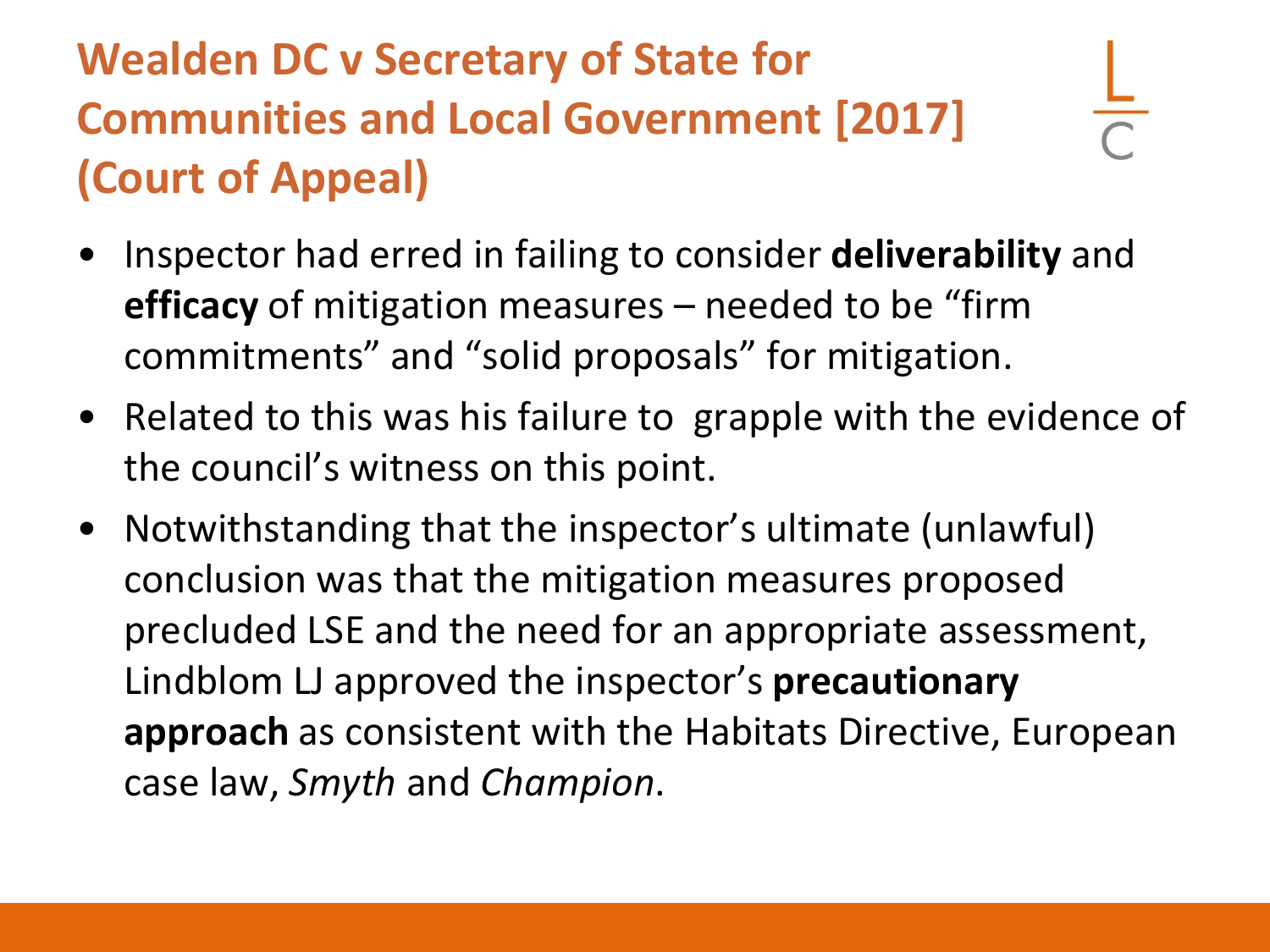# Wealden DC v Secretary of State for Communities and Local Government [2017] (Court of Appeal)

- Inspector had erred in failing to consider **deliverability** and **efficacy** of mitigation measures – needed to be "firm commitments" and "solid proposals" for mitigation.
- Related to this was his failure to grapple with the evidence of the council's witness on this point.
- Notwithstanding that the inspector's ultimate (unlawful) conclusion was that the mitigation measures proposed precluded LSE and the need for an appropriate assessment, Lindblom LJ approved the inspector's **precautionary approach** as consistent with the Habitats Directive, European case law, *Smyth* and *Champion*.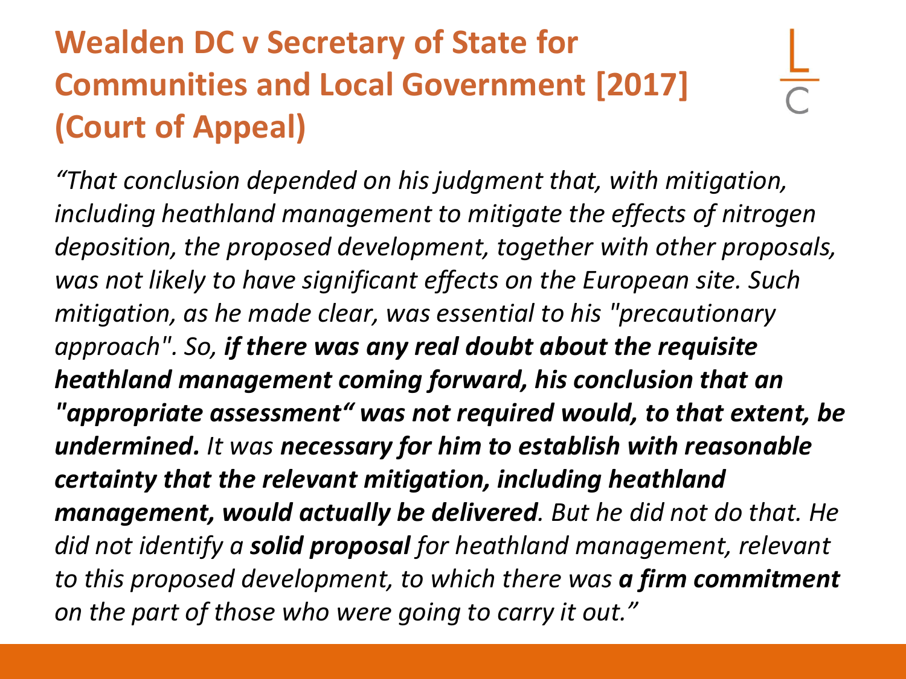# Wealden DC v Secretary of State for Communities and Local Government [2017] (Court of Appeal)

*"That conclusion depended on his judgment that, with mitigation, including heathland management to mitigate the effects of nitrogen deposition, the proposed development, together with other proposals, was not likely to have significant effects on the European site. Such mitigation, as he made clear, was essential to his "precautionary approach". So,* ***if there was any real doubt about the requisite heathland management coming forward, his conclusion that an "appropriate assessment" was not required would, to that extent, be undermined.*** *It was* ***necessary for him to establish with reasonable certainty that the relevant mitigation, including heathland management, would actually be delivered****. But he did not do that. He did not identify a* ***solid proposal*** *for heathland management, relevant to this proposed development, to which there was* ***a firm commitment*** *on the part of those who were going to carry it out."*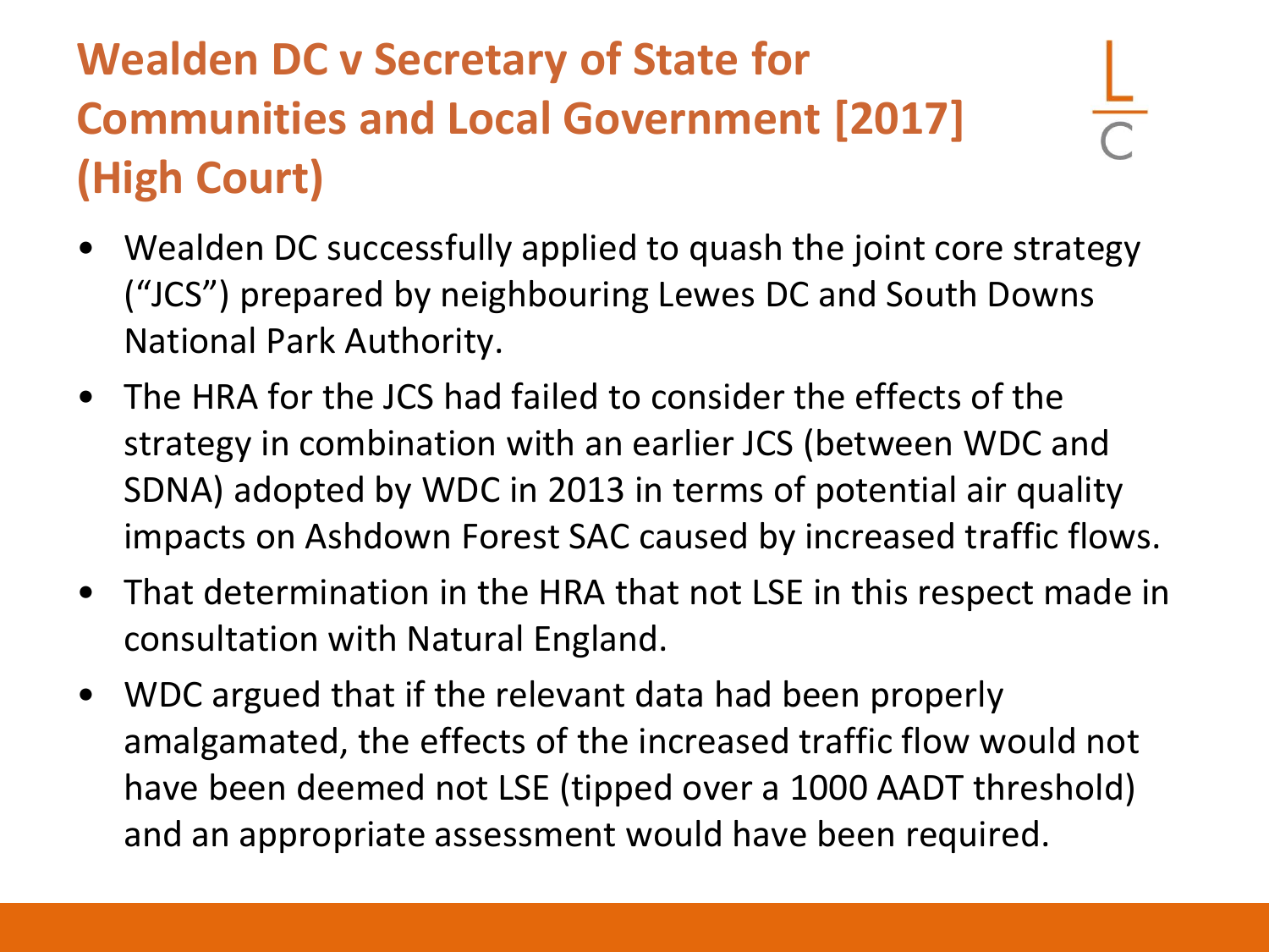# Wealden DC v Secretary of State for Communities and Local Government [2017] (High Court)

- Wealden DC successfully applied to quash the joint core strategy ("JCS") prepared by neighbouring Lewes DC and South Downs National Park Authority.
- The HRA for the JCS had failed to consider the effects of the strategy in combination with an earlier JCS (between WDC and SDNA) adopted by WDC in 2013 in terms of potential air quality impacts on Ashdown Forest SAC caused by increased traffic flows.
- That determination in the HRA that not LSE in this respect made in consultation with Natural England.
- WDC argued that if the relevant data had been properly amalgamated, the effects of the increased traffic flow would not have been deemed not LSE (tipped over a 1000 AADT threshold) and an appropriate assessment would have been required.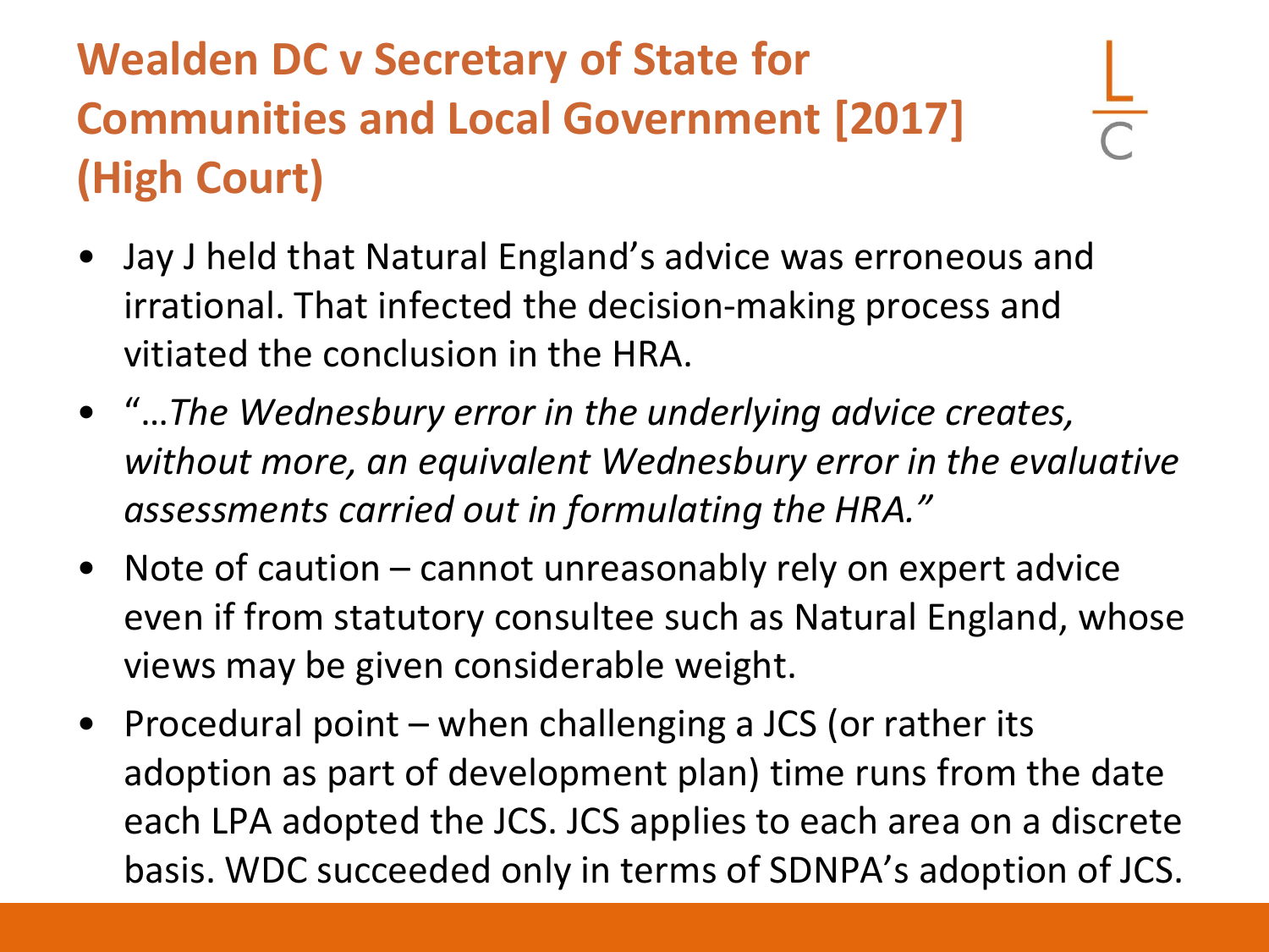# Wealden DC v Secretary of State for Communities and Local Government [2017] (High Court)

- Jay J held that Natural England's advice was erroneous and irrational. That infected the decision-making process and vitiated the conclusion in the HRA.
- "*…The Wednesbury error in the underlying advice creates, without more, an equivalent Wednesbury error in the evaluative assessments carried out in formulating the HRA.*"
- Note of caution – cannot unreasonably rely on expert advice even if from statutory consultee such as Natural England, whose views may be given considerable weight.
- Procedural point – when challenging a JCS (or rather its adoption as part of development plan) time runs from the date each LPA adopted the JCS. JCS applies to each area on a discrete basis. WDC succeeded only in terms of SDNPA's adoption of JCS.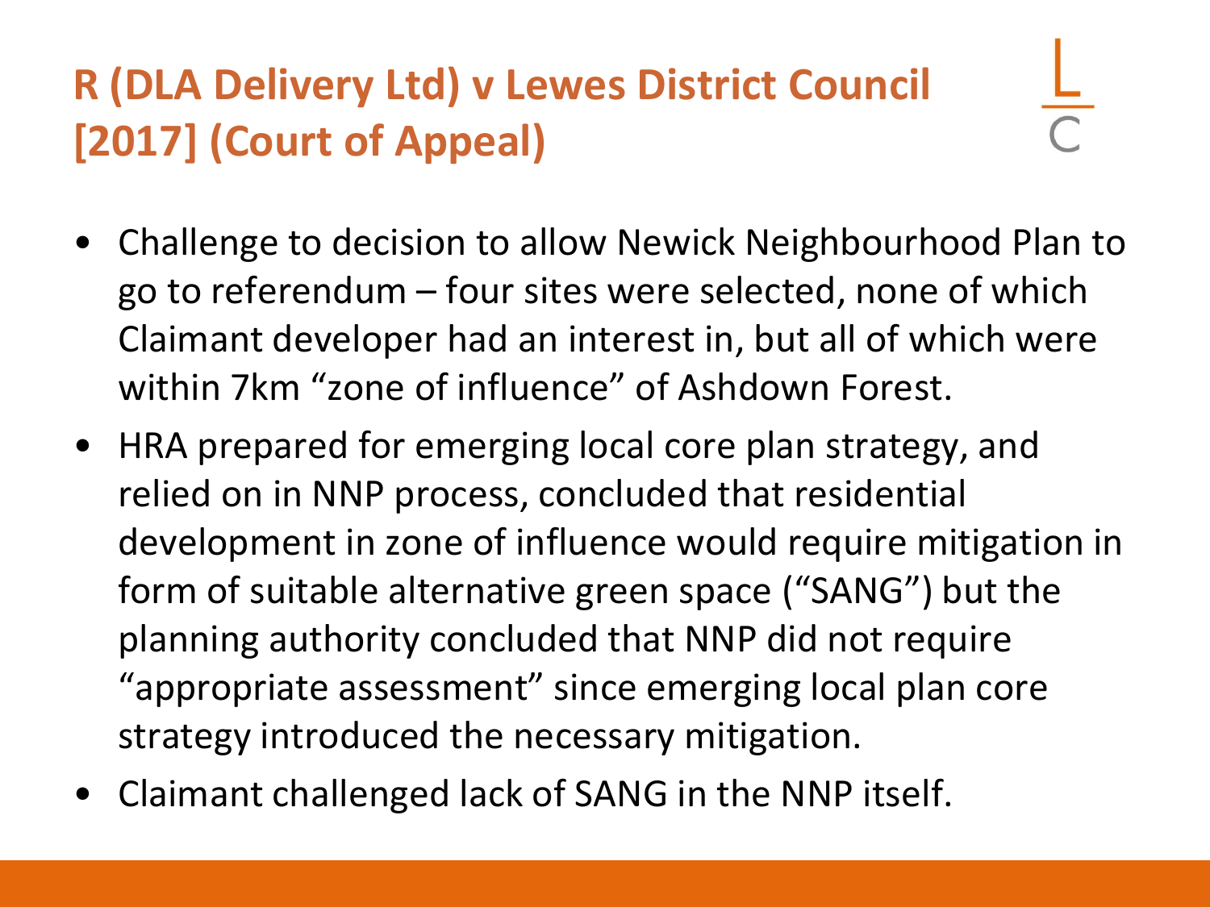# R (DLA Delivery Ltd) v Lewes District Council [2017] (Court of Appeal)

- Challenge to decision to allow Newick Neighbourhood Plan to go to referendum – four sites were selected, none of which Claimant developer had an interest in, but all of which were within 7km "zone of influence" of Ashdown Forest.
- HRA prepared for emerging local core plan strategy, and relied on in NNP process, concluded that residential development in zone of influence would require mitigation in form of suitable alternative green space ("SANG") but the planning authority concluded that NNP did not require "appropriate assessment" since emerging local plan core strategy introduced the necessary mitigation.
- Claimant challenged lack of SANG in the NNP itself.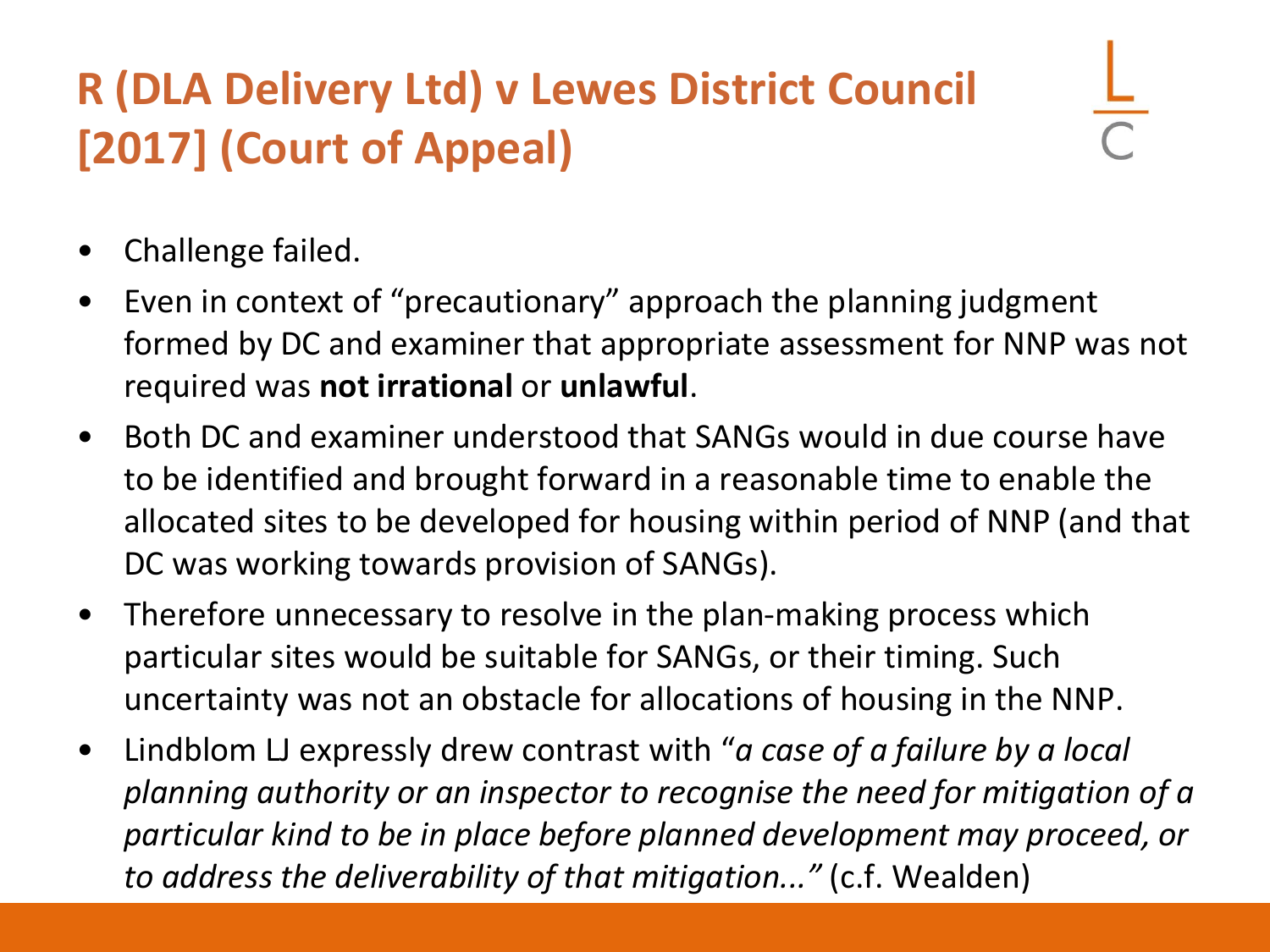# R (DLA Delivery Ltd) v Lewes District Council [2017] (Court of Appeal)

- Challenge failed.
- Even in context of "precautionary" approach the planning judgment formed by DC and examiner that appropriate assessment for NNP was not required was **not irrational** or **unlawful**.
- Both DC and examiner understood that SANGs would in due course have to be identified and brought forward in a reasonable time to enable the allocated sites to be developed for housing within period of NNP (and that DC was working towards provision of SANGs).
- Therefore unnecessary to resolve in the plan-making process which particular sites would be suitable for SANGs, or their timing. Such uncertainty was not an obstacle for allocations of housing in the NNP.
- Lindblom LJ expressly drew contrast with "*a case of a failure by a local planning authority or an inspector to recognise the need for mitigation of a particular kind to be in place before planned development may proceed, or to address the deliverability of that mitigation...*" (c.f. Wealden)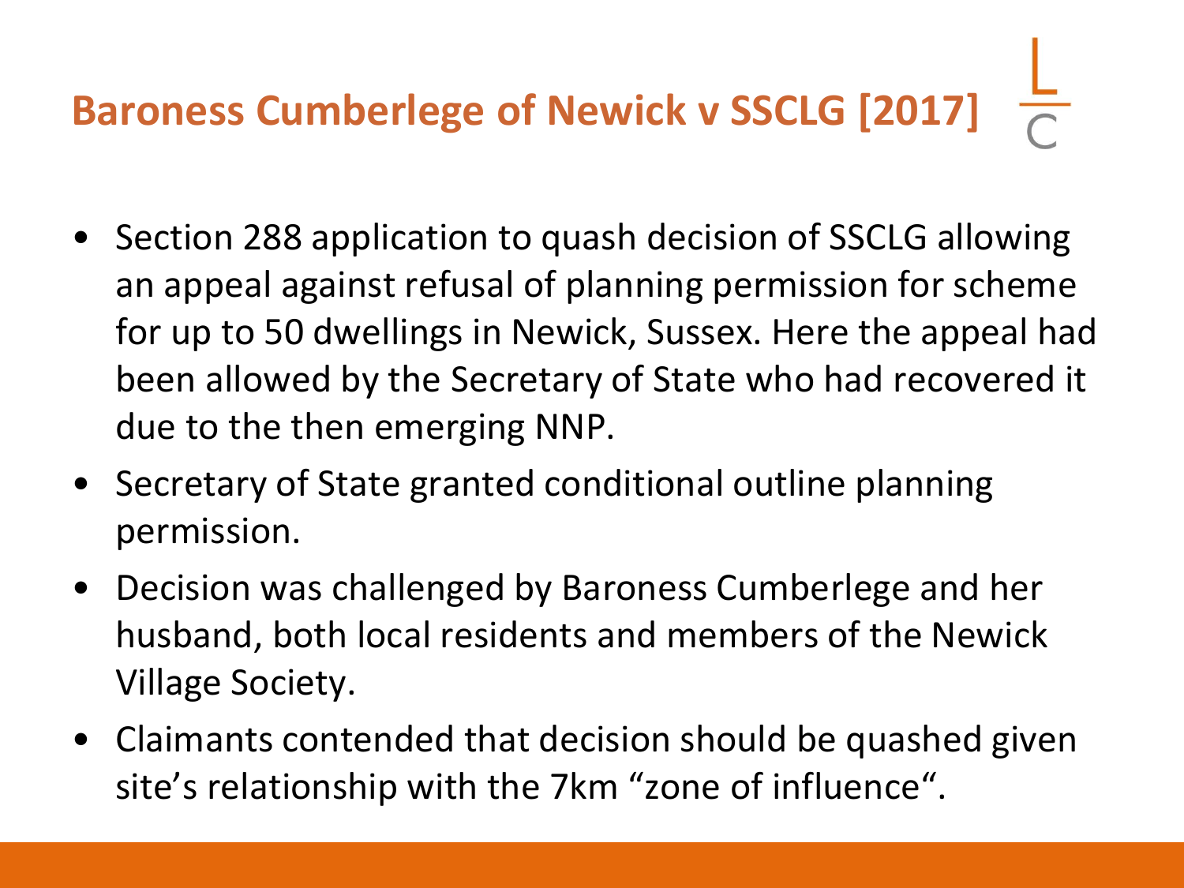# Baroness Cumberlege of Newick v SSCLG [2017]

- Section 288 application to quash decision of SSCLG allowing an appeal against refusal of planning permission for scheme for up to 50 dwellings in Newick, Sussex. Here the appeal had been allowed by the Secretary of State who had recovered it due to the then emerging NNP.
- Secretary of State granted conditional outline planning permission.
- Decision was challenged by Baroness Cumberlege and her husband, both local residents and members of the Newick Village Society.
- Claimants contended that decision should be quashed given site's relationship with the 7km "zone of influence".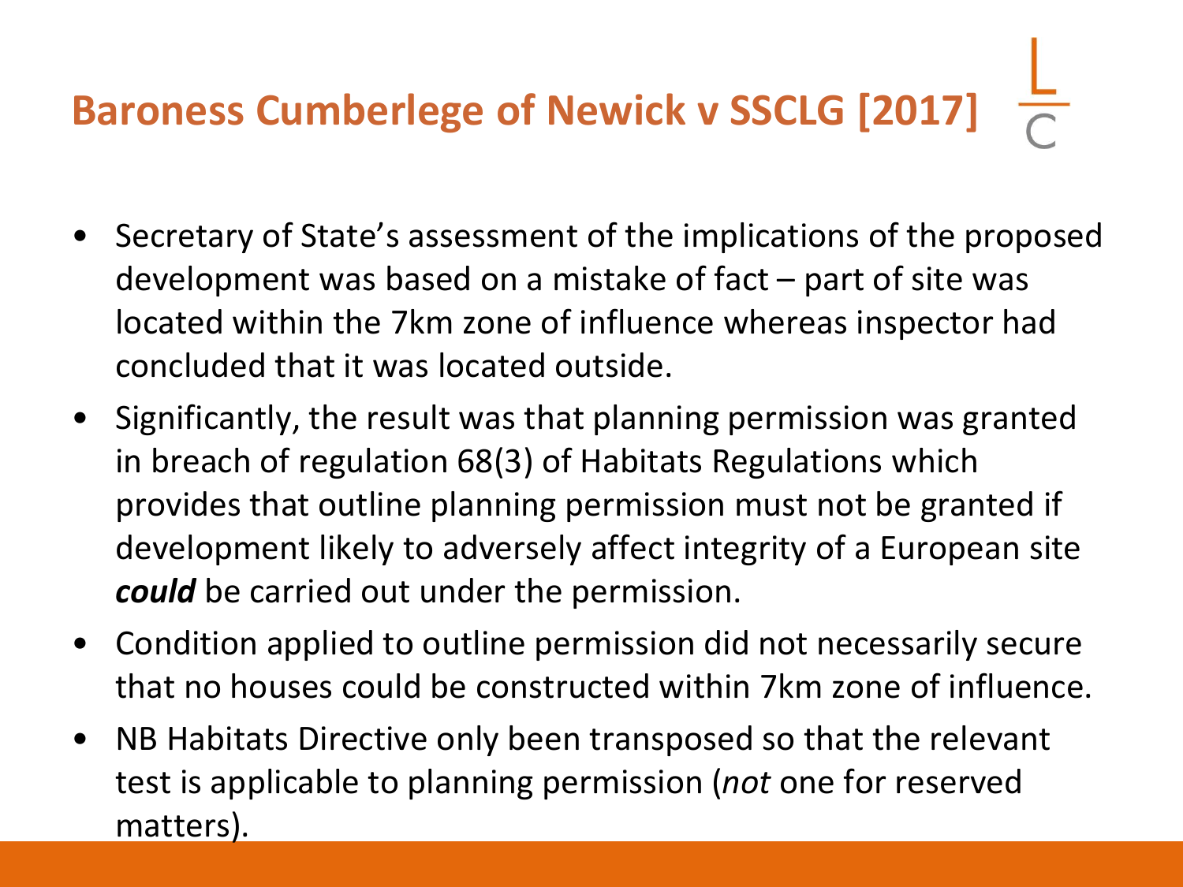# Baroness Cumberlege of Newick v SSCLG [2017]

- Secretary of State's assessment of the implications of the proposed development was based on a mistake of fact – part of site was located within the 7km zone of influence whereas inspector had concluded that it was located outside.
- Significantly, the result was that planning permission was granted in breach of regulation 68(3) of Habitats Regulations which provides that outline planning permission must not be granted if development likely to adversely affect integrity of a European site ***could*** be carried out under the permission.
- Condition applied to outline permission did not necessarily secure that no houses could be constructed within 7km zone of influence.
- NB Habitats Directive only been transposed so that the relevant test is applicable to planning permission (*not* one for reserved matters).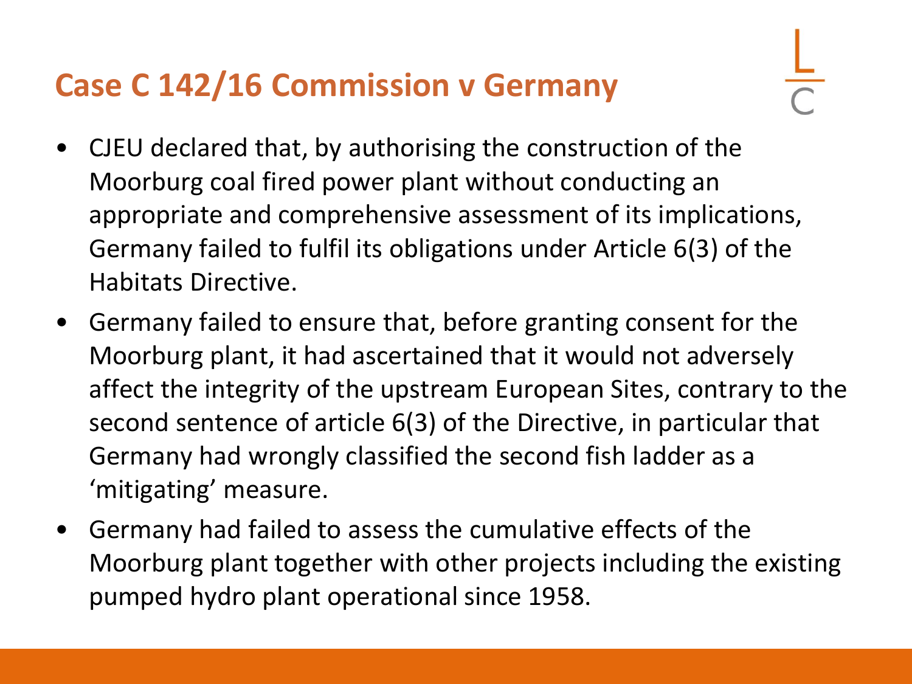# Case C 142/16 Commission v Germany

- CJEU declared that, by authorising the construction of the Moorburg coal fired power plant without conducting an appropriate and comprehensive assessment of its implications, Germany failed to fulfil its obligations under Article 6(3) of the Habitats Directive.
- Germany failed to ensure that, before granting consent for the Moorburg plant, it had ascertained that it would not adversely affect the integrity of the upstream European Sites, contrary to the second sentence of article 6(3) of the Directive, in particular that Germany had wrongly classified the second fish ladder as a 'mitigating' measure.
- Germany had failed to assess the cumulative effects of the Moorburg plant together with other projects including the existing pumped hydro plant operational since 1958.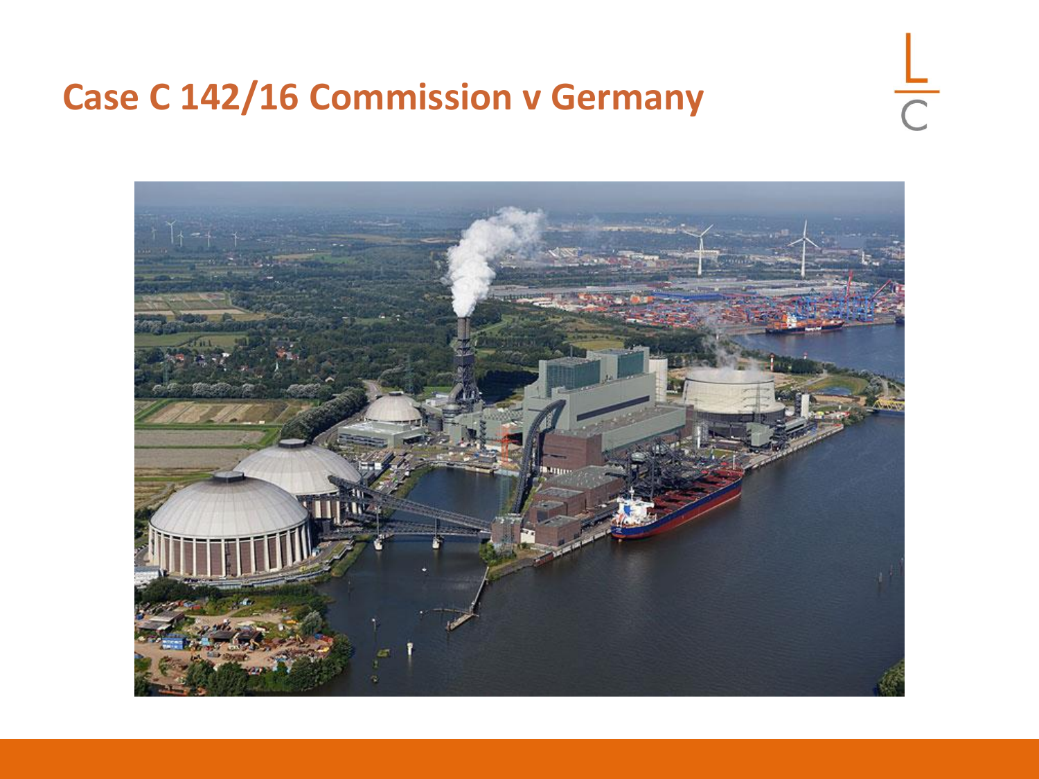# Case C 142/16 Commission v Germany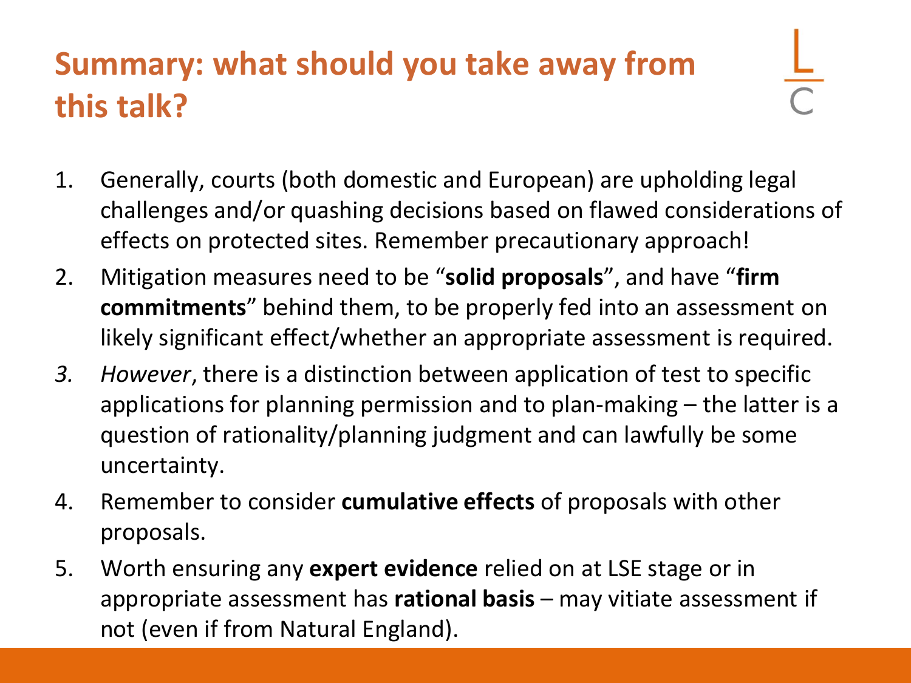# Summary: what should you take away from this talk?

1. Generally, courts (both domestic and European) are upholding legal challenges and/or quashing decisions based on flawed considerations of effects on protected sites. Remember precautionary approach!
2. Mitigation measures need to be "**solid proposals**", and have "**firm commitments**" behind them, to be properly fed into an assessment on likely significant effect/whether an appropriate assessment is required.
3. *However*, there is a distinction between application of test to specific applications for planning permission and to plan-making – the latter is a question of rationality/planning judgment and can lawfully be some uncertainty.
4. Remember to consider **cumulative effects** of proposals with other proposals.
5. Worth ensuring any **expert evidence** relied on at LSE stage or in appropriate assessment has **rational basis** – may vitiate assessment if not (even if from Natural England).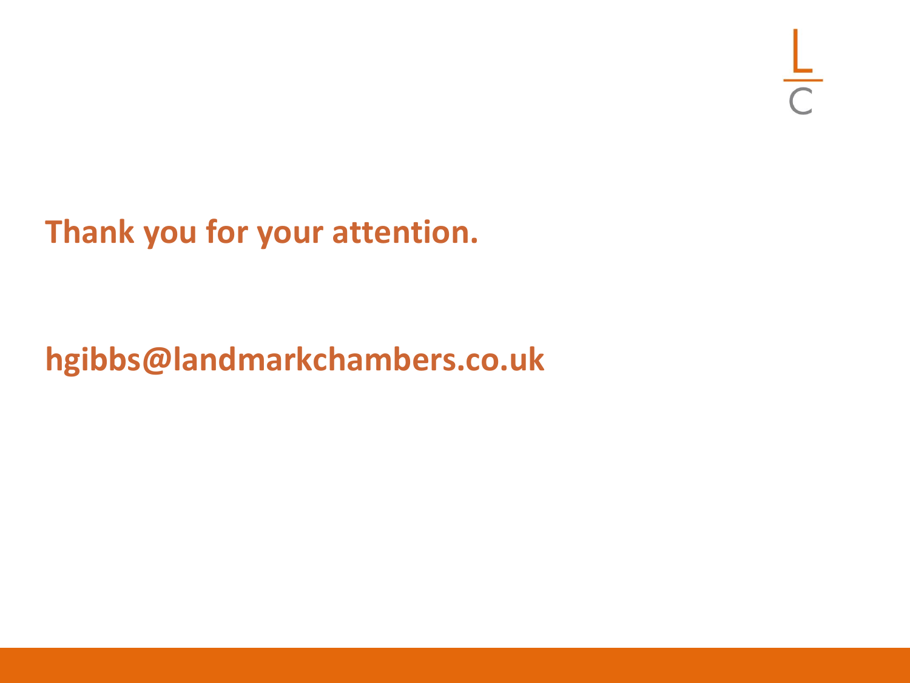**Thank you for your attention.**

**hgibbs@landmarkchambers.co.uk**